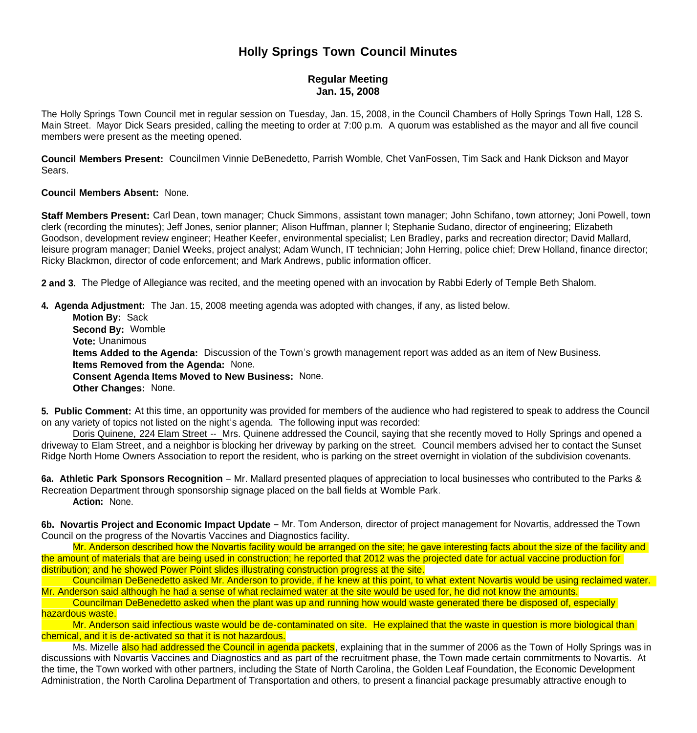# Holly Springs Town Council Minutes

## Regular Meeting
## Jan. 15, 2008

The Holly Springs Town Council met in regular session on Tuesday, Jan. 15, 2008, in the Council Chambers of Holly Springs Town Hall, 128 S. Main Street. Mayor Dick Sears presided, calling the meeting to order at 7:00 p.m. A quorum was established as the mayor and all five council members were present as the meeting opened.

**Council Members Present:** Councilmen Vinnie DeBenedetto, Parrish Womble, Chet VanFossen, Tim Sack and Hank Dickson and Mayor Sears.

**Council Members Absent:** None.

**Staff Members Present:** Carl Dean, town manager; Chuck Simmons, assistant town manager; John Schifano, town attorney; Joni Powell, town clerk (recording the minutes); Jeff Jones, senior planner; Alison Huffman, planner I; Stephanie Sudano, director of engineering; Elizabeth Goodson, development review engineer; Heather Keefer, environmental specialist; Len Bradley, parks and recreation director; David Mallard, leisure program manager; Daniel Weeks, project analyst; Adam Wunch, IT technician; John Herring, police chief; Drew Holland, finance director; Ricky Blackmon, director of code enforcement; and Mark Andrews, public information officer.

**2 and 3.** The Pledge of Allegiance was recited, and the meeting opened with an invocation by Rabbi Ederly of Temple Beth Shalom.

**4. Agenda Adjustment:** The Jan. 15, 2008 meeting agenda was adopted with changes, if any, as listed below.

**Motion By:** Sack
**Second By:** Womble
**Vote:** Unanimous
**Items Added to the Agenda:** Discussion of the Town's growth management report was added as an item of New Business.
**Items Removed from the Agenda:** None.
**Consent Agenda Items Moved to New Business:** None.
**Other Changes:** None.

**5. Public Comment:** At this time, an opportunity was provided for members of the audience who had registered to speak to address the Council on any variety of topics not listed on the night's agenda. The following input was recorded:

Doris Quinene, 224 Elam Street -- Mrs. Quinene addressed the Council, saying that she recently moved to Holly Springs and opened a driveway to Elam Street, and a neighbor is blocking her driveway by parking on the street. Council members advised her to contact the Sunset Ridge North Home Owners Association to report the resident, who is parking on the street overnight in violation of the subdivision covenants.

**6a. Athletic Park Sponsors Recognition** – Mr. Mallard presented plaques of appreciation to local businesses who contributed to the Parks & Recreation Department through sponsorship signage placed on the ball fields at Womble Park.

**Action:** None.

**6b. Novartis Project and Economic Impact Update** – Mr. Tom Anderson, director of project management for Novartis, addressed the Town Council on the progress of the Novartis Vaccines and Diagnostics facility.

Mr. Anderson described how the Novartis facility would be arranged on the site; he gave interesting facts about the size of the facility and the amount of materials that are being used in construction; he reported that 2012 was the projected date for actual vaccine production for distribution; and he showed Power Point slides illustrating construction progress at the site.

Councilman DeBenedetto asked Mr. Anderson to provide, if he knew at this point, to what extent Novartis would be using reclaimed water. Mr. Anderson said although he had a sense of what reclaimed water at the site would be used for, he did not know the amounts.

Councilman DeBenedetto asked when the plant was up and running how would waste generated there be disposed of, especially hazardous waste.

Mr. Anderson said infectious waste would be de-contaminated on site. He explained that the waste in question is more biological than chemical, and it is de-activated so that it is not hazardous.

Ms. Mizelle also had addressed the Council in agenda packets, explaining that in the summer of 2006 as the Town of Holly Springs was in discussions with Novartis Vaccines and Diagnostics and as part of the recruitment phase, the Town made certain commitments to Novartis. At the time, the Town worked with other partners, including the State of North Carolina, the Golden Leaf Foundation, the Economic Development Administration, the North Carolina Department of Transportation and others, to present a financial package presumably attractive enough to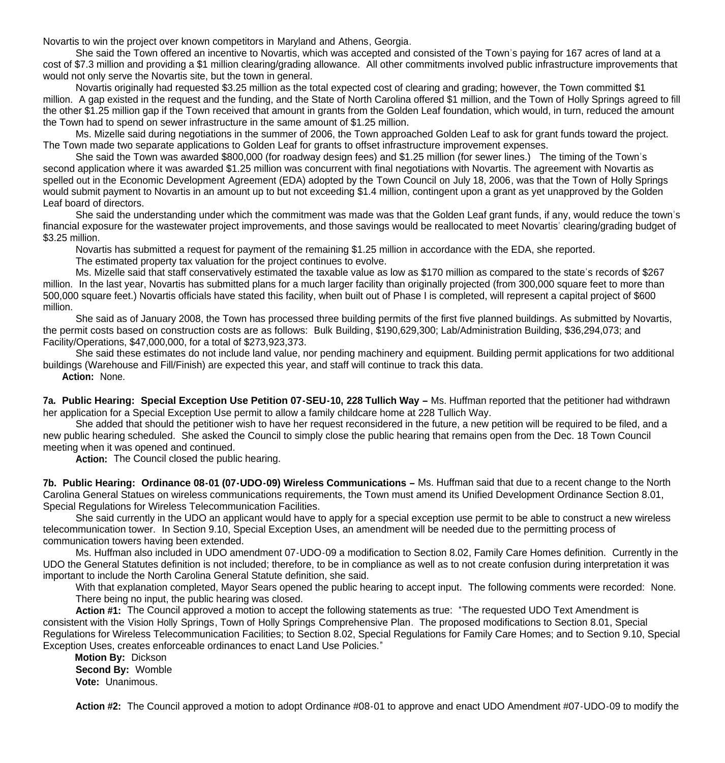Novartis to win the project over known competitors in Maryland and Athens, Georgia.

She said the Town offered an incentive to Novartis, which was accepted and consisted of the Town's paying for 167 acres of land at a cost of $7.3 million and providing a $1 million clearing/grading allowance. All other commitments involved public infrastructure improvements that would not only serve the Novartis site, but the town in general.

Novartis originally had requested $3.25 million as the total expected cost of clearing and grading; however, the Town committed $1 million. A gap existed in the request and the funding, and the State of North Carolina offered $1 million, and the Town of Holly Springs agreed to fill the other $1.25 million gap if the Town received that amount in grants from the Golden Leaf foundation, which would, in turn, reduced the amount the Town had to spend on sewer infrastructure in the same amount of $1.25 million.

Ms. Mizelle said during negotiations in the summer of 2006, the Town approached Golden Leaf to ask for grant funds toward the project. The Town made two separate applications to Golden Leaf for grants to offset infrastructure improvement expenses.

She said the Town was awarded $800,000 (for roadway design fees) and $1.25 million (for sewer lines.) The timing of the Town's second application where it was awarded $1.25 million was concurrent with final negotiations with Novartis. The agreement with Novartis as spelled out in the Economic Development Agreement (EDA) adopted by the Town Council on July 18, 2006, was that the Town of Holly Springs would submit payment to Novartis in an amount up to but not exceeding $1.4 million, contingent upon a grant as yet unapproved by the Golden Leaf board of directors.

She said the understanding under which the commitment was made was that the Golden Leaf grant funds, if any, would reduce the town's financial exposure for the wastewater project improvements, and those savings would be reallocated to meet Novartis' clearing/grading budget of $3.25 million.

Novartis has submitted a request for payment of the remaining $1.25 million in accordance with the EDA, she reported.

The estimated property tax valuation for the project continues to evolve.

Ms. Mizelle said that staff conservatively estimated the taxable value as low as $170 million as compared to the state's records of $267 million. In the last year, Novartis has submitted plans for a much larger facility than originally projected (from 300,000 square feet to more than 500,000 square feet.) Novartis officials have stated this facility, when built out of Phase I is completed, will represent a capital project of $600 million.

She said as of January 2008, the Town has processed three building permits of the first five planned buildings. As submitted by Novartis, the permit costs based on construction costs are as follows: Bulk Building, $190,629,300; Lab/Administration Building, $36,294,073; and Facility/Operations, $47,000,000, for a total of $273,923,373.

She said these estimates do not include land value, nor pending machinery and equipment. Building permit applications for two additional buildings (Warehouse and Fill/Finish) are expected this year, and staff will continue to track this data.

**Action:** None.

**7a. Public Hearing: Special Exception Use Petition 07-SEU-10, 228 Tullich Way –** Ms. Huffman reported that the petitioner had withdrawn her application for a Special Exception Use permit to allow a family childcare home at 228 Tullich Way.

She added that should the petitioner wish to have her request reconsidered in the future, a new petition will be required to be filed, and a new public hearing scheduled. She asked the Council to simply close the public hearing that remains open from the Dec. 18 Town Council meeting when it was opened and continued.

**Action:** The Council closed the public hearing.

**7b. Public Hearing: Ordinance 08-01 (07-UDO-09) Wireless Communications –** Ms. Huffman said that due to a recent change to the North Carolina General Statues on wireless communications requirements, the Town must amend its Unified Development Ordinance Section 8.01, Special Regulations for Wireless Telecommunication Facilities.

She said currently in the UDO an applicant would have to apply for a special exception use permit to be able to construct a new wireless telecommunication tower. In Section 9.10, Special Exception Uses, an amendment will be needed due to the permitting process of communication towers having been extended.

Ms. Huffman also included in UDO amendment 07-UDO-09 a modification to Section 8.02, Family Care Homes definition. Currently in the UDO the General Statutes definition is not included; therefore, to be in compliance as well as to not create confusion during interpretation it was important to include the North Carolina General Statute definition, she said.

With that explanation completed, Mayor Sears opened the public hearing to accept input. The following comments were recorded: None.

There being no input, the public hearing was closed.

**Action #1:** The Council approved a motion to accept the following statements as true: "The requested UDO Text Amendment is consistent with the Vision Holly Springs, Town of Holly Springs Comprehensive Plan. The proposed modifications to Section 8.01, Special Regulations for Wireless Telecommunication Facilities; to Section 8.02, Special Regulations for Family Care Homes; and to Section 9.10, Special Exception Uses, creates enforceable ordinances to enact Land Use Policies."

**Motion By:** Dickson
**Second By:** Womble
**Vote:** Unanimous.

**Action #2:** The Council approved a motion to adopt Ordinance #08-01 to approve and enact UDO Amendment #07-UDO-09 to modify the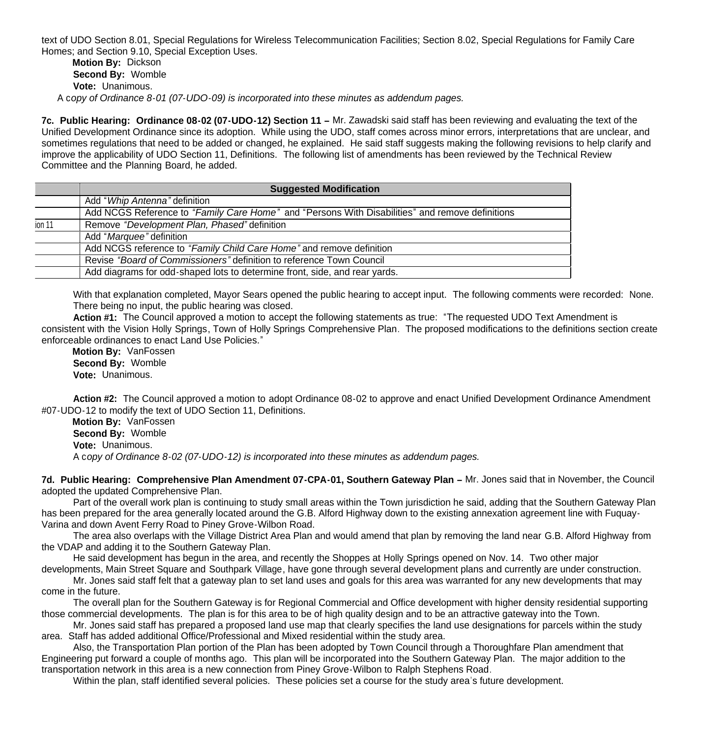text of UDO Section 8.01, Special Regulations for Wireless Telecommunication Facilities; Section 8.02, Special Regulations for Family Care Homes; and Section 9.10, Special Exception Uses.

**Motion By:** Dickson
**Second By:** Womble
**Vote:** Unanimous.

A c*opy of Ordinance 8-01 (07-UDO-09) is incorporated into these minutes as addendum pages.*

**7c. Public Hearing: Ordinance 08-02 (07-UDO-12) Section 11 –** Mr. Zawadski said staff has been reviewing and evaluating the text of the Unified Development Ordinance since its adoption. While using the UDO, staff comes across minor errors, interpretations that are unclear, and sometimes regulations that need to be added or changed, he explained. He said staff suggests making the following revisions to help clarify and improve the applicability of UDO Section 11, Definitions. The following list of amendments has been reviewed by the Technical Review Committee and the Planning Board, he added.

| | Suggested Modification |
|---|---|
| | Add "*Whip Antenna"* definition |
| | Add NCGS Reference to *"Family Care Home"* and "Persons With Disabilities" and remove definitions |
| ion 11 | Remove *"Development Plan, Phased"* definition |
| | Add "*Marquee"* definition |
| | Add NCGS reference to *"Family Child Care Home"* and remove definition |
| | Revise *"Board of Commissioners"* definition to reference Town Council |
| | Add diagrams for odd-shaped lots to determine front, side, and rear yards. |

With that explanation completed, Mayor Sears opened the public hearing to accept input. The following comments were recorded: None. There being no input, the public hearing was closed.

**Action #1:** The Council approved a motion to accept the following statements as true: "The requested UDO Text Amendment is consistent with the Vision Holly Springs, Town of Holly Springs Comprehensive Plan. The proposed modifications to the definitions section create enforceable ordinances to enact Land Use Policies."

**Motion By:** VanFossen
**Second By:** Womble
**Vote:** Unanimous.

**Action #2:** The Council approved a motion to adopt Ordinance 08-02 to approve and enact Unified Development Ordinance Amendment #07-UDO-12 to modify the text of UDO Section 11, Definitions.

**Motion By:** VanFossen
**Second By:** Womble
**Vote:** Unanimous.

A c*opy of Ordinance 8-02 (07-UDO-12) is incorporated into these minutes as addendum pages.*

**7d. Public Hearing: Comprehensive Plan Amendment 07-CPA-01, Southern Gateway Plan –** Mr. Jones said that in November, the Council adopted the updated Comprehensive Plan.

Part of the overall work plan is continuing to study small areas within the Town jurisdiction he said, adding that the Southern Gateway Plan has been prepared for the area generally located around the G.B. Alford Highway down to the existing annexation agreement line with Fuquay-Varina and down Avent Ferry Road to Piney Grove-Wilbon Road.

The area also overlaps with the Village District Area Plan and would amend that plan by removing the land near G.B. Alford Highway from the VDAP and adding it to the Southern Gateway Plan.

He said development has begun in the area, and recently the Shoppes at Holly Springs opened on Nov. 14. Two other major developments, Main Street Square and Southpark Village, have gone through several development plans and currently are under construction.

Mr. Jones said staff felt that a gateway plan to set land uses and goals for this area was warranted for any new developments that may come in the future.

The overall plan for the Southern Gateway is for Regional Commercial and Office development with higher density residential supporting those commercial developments. The plan is for this area to be of high quality design and to be an attractive gateway into the Town.

Mr. Jones said staff has prepared a proposed land use map that clearly specifies the land use designations for parcels within the study area. Staff has added additional Office/Professional and Mixed residential within the study area.

Also, the Transportation Plan portion of the Plan has been adopted by Town Council through a Thoroughfare Plan amendment that Engineering put forward a couple of months ago. This plan will be incorporated into the Southern Gateway Plan. The major addition to the transportation network in this area is a new connection from Piney Grove-Wilbon to Ralph Stephens Road.

Within the plan, staff identified several policies. These policies set a course for the study area's future development.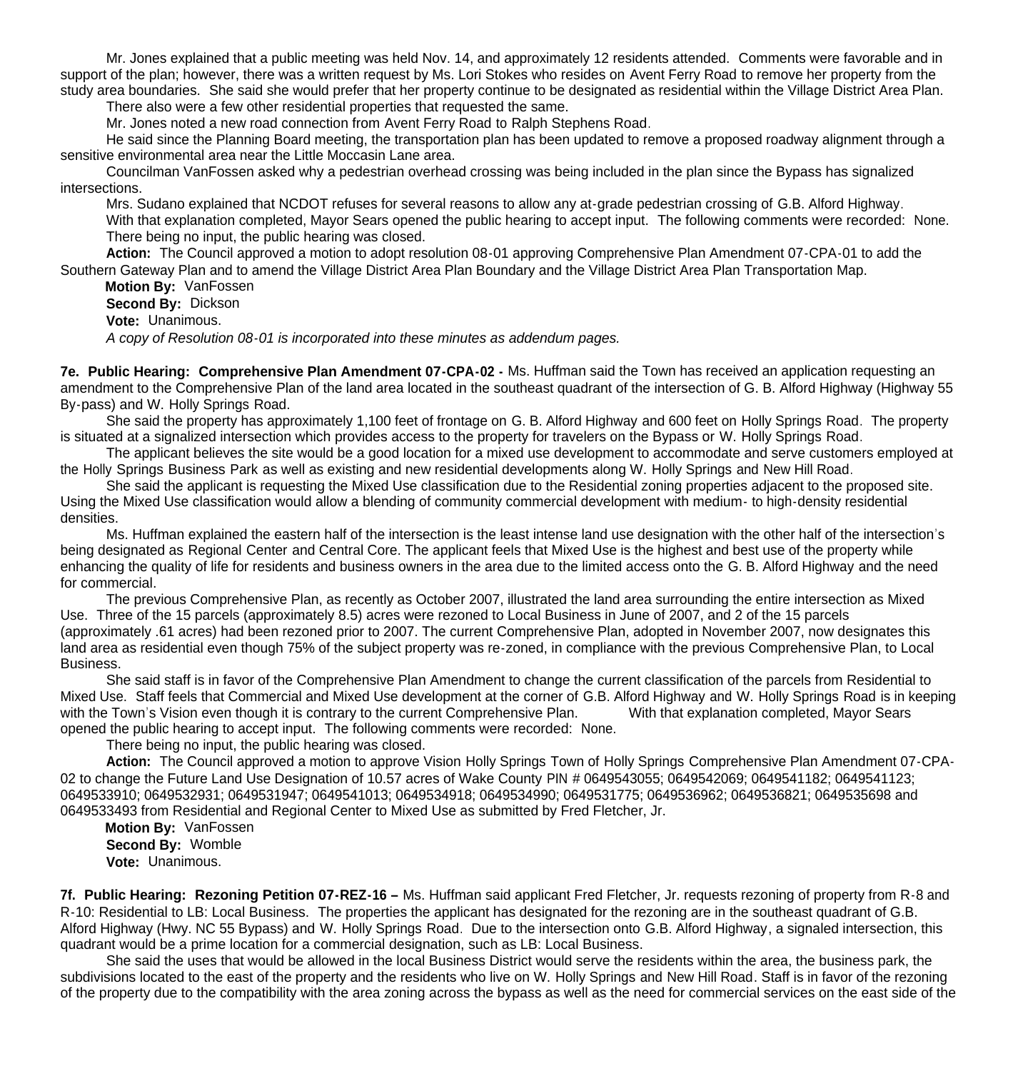Mr. Jones explained that a public meeting was held Nov. 14, and approximately 12 residents attended. Comments were favorable and in support of the plan; however, there was a written request by Ms. Lori Stokes who resides on Avent Ferry Road to remove her property from the study area boundaries. She said she would prefer that her property continue to be designated as residential within the Village District Area Plan.

There also were a few other residential properties that requested the same.

Mr. Jones noted a new road connection from Avent Ferry Road to Ralph Stephens Road.

He said since the Planning Board meeting, the transportation plan has been updated to remove a proposed roadway alignment through a sensitive environmental area near the Little Moccasin Lane area.

Councilman VanFossen asked why a pedestrian overhead crossing was being included in the plan since the Bypass has signalized intersections.

Mrs. Sudano explained that NCDOT refuses for several reasons to allow any at-grade pedestrian crossing of G.B. Alford Highway.

With that explanation completed, Mayor Sears opened the public hearing to accept input. The following comments were recorded: None.

There being no input, the public hearing was closed.

**Action:** The Council approved a motion to adopt resolution 08-01 approving Comprehensive Plan Amendment 07-CPA-01 to add the Southern Gateway Plan and to amend the Village District Area Plan Boundary and the Village District Area Plan Transportation Map.

**Motion By:** VanFossen

**Second By:** Dickson

**Vote:** Unanimous.

*A copy of Resolution 08-01 is incorporated into these minutes as addendum pages.*

**7e. Public Hearing: Comprehensive Plan Amendment 07-CPA-02 -** Ms. Huffman said the Town has received an application requesting an amendment to the Comprehensive Plan of the land area located in the southeast quadrant of the intersection of G. B. Alford Highway (Highway 55 By-pass) and W. Holly Springs Road.

She said the property has approximately 1,100 feet of frontage on G. B. Alford Highway and 600 feet on Holly Springs Road. The property is situated at a signalized intersection which provides access to the property for travelers on the Bypass or W. Holly Springs Road.

The applicant believes the site would be a good location for a mixed use development to accommodate and serve customers employed at the Holly Springs Business Park as well as existing and new residential developments along W. Holly Springs and New Hill Road.

She said the applicant is requesting the Mixed Use classification due to the Residential zoning properties adjacent to the proposed site. Using the Mixed Use classification would allow a blending of community commercial development with medium- to high-density residential densities.

Ms. Huffman explained the eastern half of the intersection is the least intense land use designation with the other half of the intersection's being designated as Regional Center and Central Core. The applicant feels that Mixed Use is the highest and best use of the property while enhancing the quality of life for residents and business owners in the area due to the limited access onto the G. B. Alford Highway and the need for commercial.

The previous Comprehensive Plan, as recently as October 2007, illustrated the land area surrounding the entire intersection as Mixed Use. Three of the 15 parcels (approximately 8.5) acres were rezoned to Local Business in June of 2007, and 2 of the 15 parcels (approximately .61 acres) had been rezoned prior to 2007. The current Comprehensive Plan, adopted in November 2007, now designates this land area as residential even though 75% of the subject property was re-zoned, in compliance with the previous Comprehensive Plan, to Local Business.

She said staff is in favor of the Comprehensive Plan Amendment to change the current classification of the parcels from Residential to Mixed Use. Staff feels that Commercial and Mixed Use development at the corner of G.B. Alford Highway and W. Holly Springs Road is in keeping with the Town's Vision even though it is contrary to the current Comprehensive Plan. With that explanation completed, Mayor Sears opened the public hearing to accept input. The following comments were recorded: None.

There being no input, the public hearing was closed.

**Action:** The Council approved a motion to approve Vision Holly Springs Town of Holly Springs Comprehensive Plan Amendment 07-CPA-02 to change the Future Land Use Designation of 10.57 acres of Wake County PIN # 0649543055; 0649542069; 0649541182; 0649541123; 0649533910; 0649532931; 0649531947; 0649541013; 0649534918; 0649534990; 0649531775; 0649536962; 0649536821; 0649535698 and 0649533493 from Residential and Regional Center to Mixed Use as submitted by Fred Fletcher, Jr.

**Motion By:** VanFossen

**Second By:** Womble

**Vote:** Unanimous.

**7f. Public Hearing: Rezoning Petition 07-REZ-16 –** Ms. Huffman said applicant Fred Fletcher, Jr. requests rezoning of property from R-8 and R-10: Residential to LB: Local Business. The properties the applicant has designated for the rezoning are in the southeast quadrant of G.B. Alford Highway (Hwy. NC 55 Bypass) and W. Holly Springs Road. Due to the intersection onto G.B. Alford Highway, a signaled intersection, this quadrant would be a prime location for a commercial designation, such as LB: Local Business.

She said the uses that would be allowed in the local Business District would serve the residents within the area, the business park, the subdivisions located to the east of the property and the residents who live on W. Holly Springs and New Hill Road. Staff is in favor of the rezoning of the property due to the compatibility with the area zoning across the bypass as well as the need for commercial services on the east side of the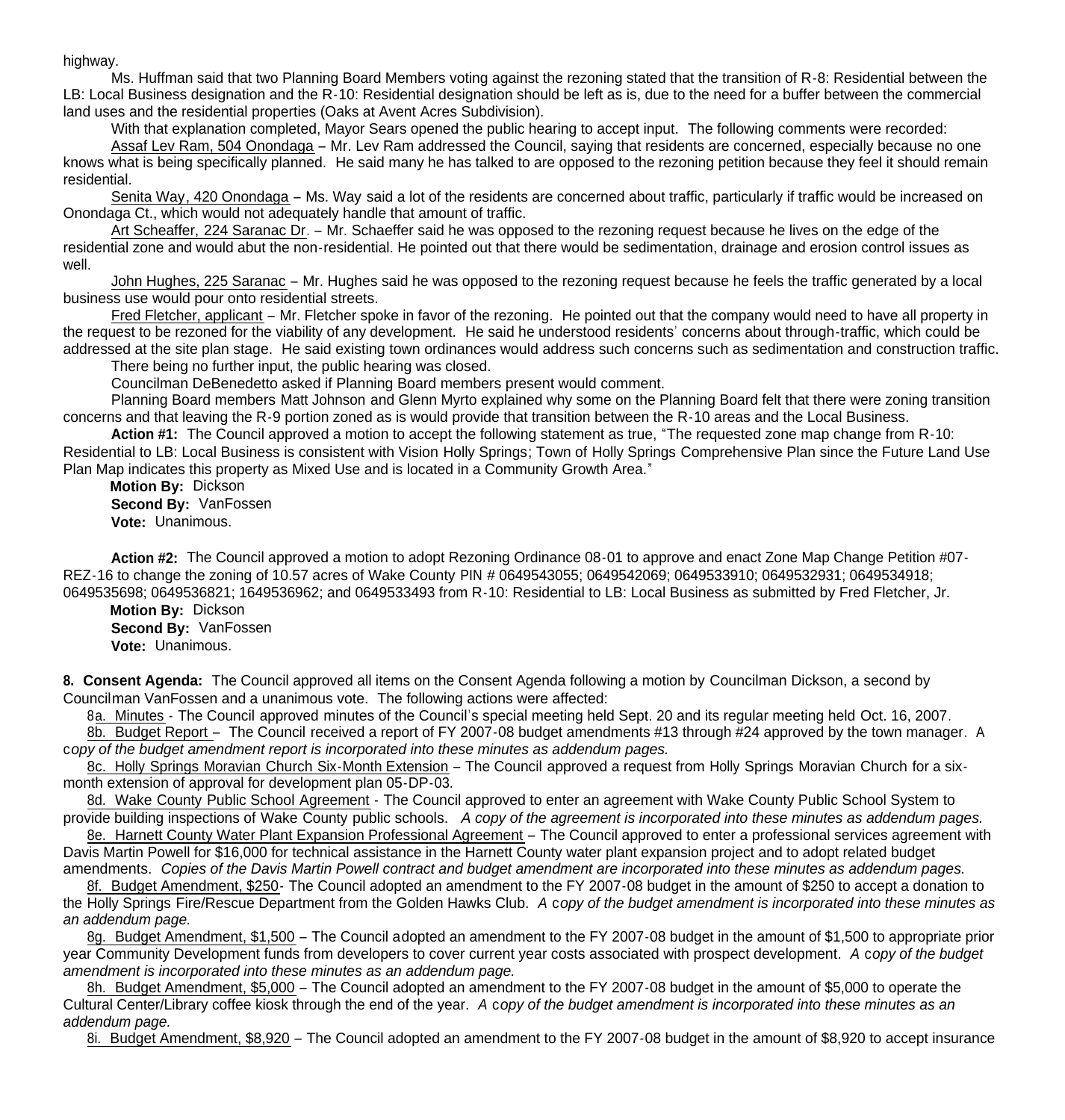highway.

Ms. Huffman said that two Planning Board Members voting against the rezoning stated that the transition of R-8: Residential between the LB: Local Business designation and the R-10: Residential designation should be left as is, due to the need for a buffer between the commercial land uses and the residential properties (Oaks at Avent Acres Subdivision).

With that explanation completed, Mayor Sears opened the public hearing to accept input. The following comments were recorded:

Assaf Lev Ram, 504 Onondaga – Mr. Lev Ram addressed the Council, saying that residents are concerned, especially because no one knows what is being specifically planned. He said many he has talked to are opposed to the rezoning petition because they feel it should remain residential.

Senita Way, 420 Onondaga – Ms. Way said a lot of the residents are concerned about traffic, particularly if traffic would be increased on Onondaga Ct., which would not adequately handle that amount of traffic.

Art Scheaffer, 224 Saranac Dr. – Mr. Schaeffer said he was opposed to the rezoning request because he lives on the edge of the residential zone and would abut the non-residential. He pointed out that there would be sedimentation, drainage and erosion control issues as well.

John Hughes, 225 Saranac – Mr. Hughes said he was opposed to the rezoning request because he feels the traffic generated by a local business use would pour onto residential streets.

Fred Fletcher, applicant – Mr. Fletcher spoke in favor of the rezoning. He pointed out that the company would need to have all property in the request to be rezoned for the viability of any development. He said he understood residents' concerns about through-traffic, which could be addressed at the site plan stage. He said existing town ordinances would address such concerns such as sedimentation and construction traffic.

There being no further input, the public hearing was closed.

Councilman DeBenedetto asked if Planning Board members present would comment.

Planning Board members Matt Johnson and Glenn Myrto explained why some on the Planning Board felt that there were zoning transition concerns and that leaving the R-9 portion zoned as is would provide that transition between the R-10 areas and the Local Business.

**Action #1:** The Council approved a motion to accept the following statement as true, "The requested zone map change from R-10: Residential to LB: Local Business is consistent with Vision Holly Springs; Town of Holly Springs Comprehensive Plan since the Future Land Use Plan Map indicates this property as Mixed Use and is located in a Community Growth Area."

**Motion By:** Dickson
**Second By:** VanFossen
**Vote:** Unanimous.

**Action #2:** The Council approved a motion to adopt Rezoning Ordinance 08-01 to approve and enact Zone Map Change Petition #07-REZ-16 to change the zoning of 10.57 acres of Wake County PIN # 0649543055; 0649542069; 0649533910; 0649532931; 0649534918; 0649535698; 0649536821; 1649536962; and 0649533493 from R-10: Residential to LB: Local Business as submitted by Fred Fletcher, Jr.

**Motion By:** Dickson
**Second By:** VanFossen
**Vote:** Unanimous.

**8. Consent Agenda:** The Council approved all items on the Consent Agenda following a motion by Councilman Dickson, a second by Councilman VanFossen and a unanimous vote. The following actions were affected:

8a. Minutes - The Council approved minutes of the Council's special meeting held Sept. 20 and its regular meeting held Oct. 16, 2007.

8b. Budget Report – The Council received a report of FY 2007-08 budget amendments #13 through #24 approved by the town manager. *A copy of the budget amendment report is incorporated into these minutes as addendum pages.*

8c. Holly Springs Moravian Church Six-Month Extension – The Council approved a request from Holly Springs Moravian Church for a six-month extension of approval for development plan 05-DP-03.

8d. Wake County Public School Agreement - The Council approved to enter an agreement with Wake County Public School System to provide building inspections of Wake County public schools. *A copy of the agreement is incorporated into these minutes as addendum pages.*

8e. Harnett County Water Plant Expansion Professional Agreement – The Council approved to enter a professional services agreement with Davis Martin Powell for $16,000 for technical assistance in the Harnett County water plant expansion project and to adopt related budget amendments. *Copies of the Davis Martin Powell contract and budget amendment are incorporated into these minutes as addendum pages.*

8f. Budget Amendment, $250- The Council adopted an amendment to the FY 2007-08 budget in the amount of $250 to accept a donation to the Holly Springs Fire/Rescue Department from the Golden Hawks Club. *A copy of the budget amendment is incorporated into these minutes as an addendum page.*

8g. Budget Amendment, $1,500 – The Council adopted an amendment to the FY 2007-08 budget in the amount of $1,500 to appropriate prior year Community Development funds from developers to cover current year costs associated with prospect development. *A copy of the budget amendment is incorporated into these minutes as an addendum page.*

8h. Budget Amendment, $5,000 – The Council adopted an amendment to the FY 2007-08 budget in the amount of $5,000 to operate the Cultural Center/Library coffee kiosk through the end of the year. *A copy of the budget amendment is incorporated into these minutes as an addendum page.*

8i. Budget Amendment, $8,920 – The Council adopted an amendment to the FY 2007-08 budget in the amount of $8,920 to accept insurance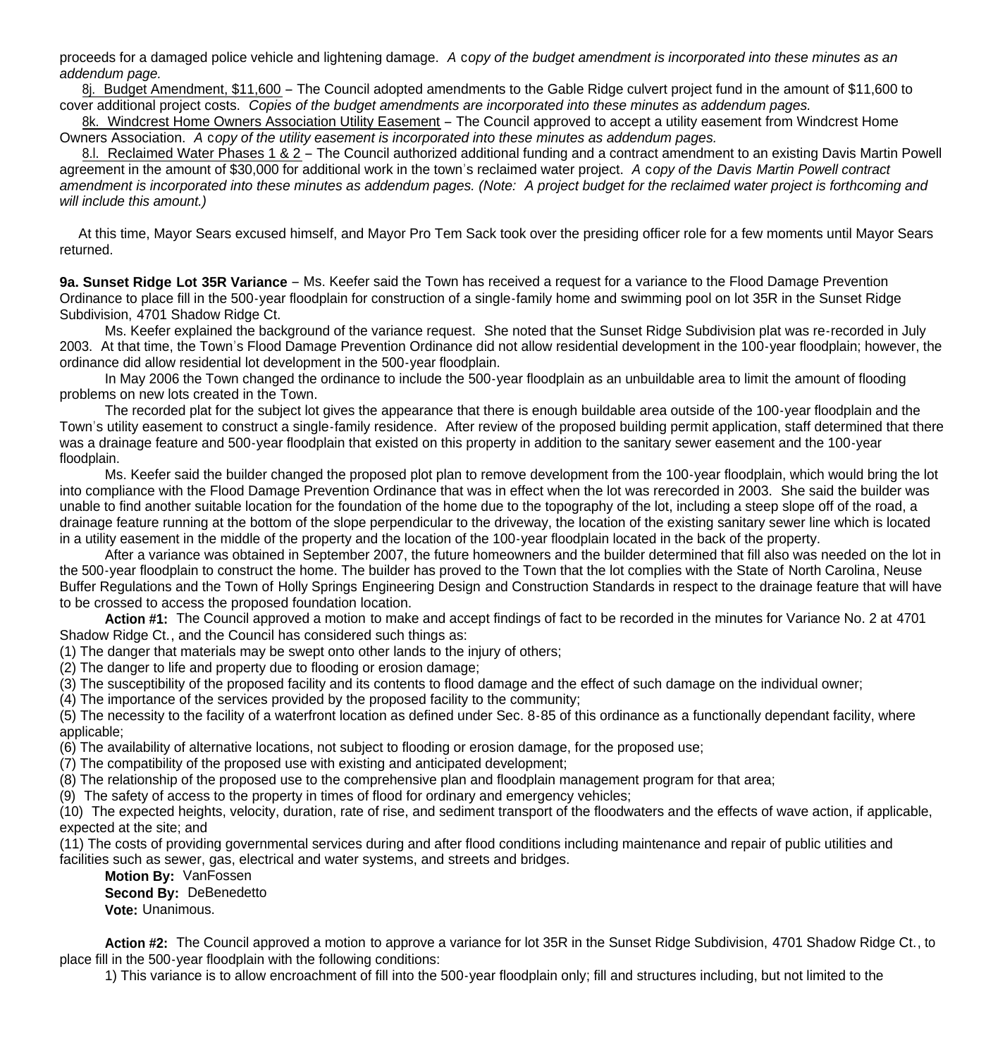proceeds for a damaged police vehicle and lightening damage. *A copy of the budget amendment is incorporated into these minutes as an addendum page.*

8j. Budget Amendment, $11,600 – The Council adopted amendments to the Gable Ridge culvert project fund in the amount of $11,600 to cover additional project costs. *Copies of the budget amendments are incorporated into these minutes as addendum pages.*

8k. Windcrest Home Owners Association Utility Easement – The Council approved to accept a utility easement from Windcrest Home Owners Association. *A copy of the utility easement is incorporated into these minutes as addendum pages.*

8.l. Reclaimed Water Phases 1 & 2 – The Council authorized additional funding and a contract amendment to an existing Davis Martin Powell agreement in the amount of $30,000 for additional work in the town's reclaimed water project. *A copy of the Davis Martin Powell contract amendment is incorporated into these minutes as addendum pages. (Note: A project budget for the reclaimed water project is forthcoming and will include this amount.)*

At this time, Mayor Sears excused himself, and Mayor Pro Tem Sack took over the presiding officer role for a few moments until Mayor Sears returned.

**9a. Sunset Ridge Lot 35R Variance** – Ms. Keefer said the Town has received a request for a variance to the Flood Damage Prevention Ordinance to place fill in the 500-year floodplain for construction of a single-family home and swimming pool on lot 35R in the Sunset Ridge Subdivision, 4701 Shadow Ridge Ct.

Ms. Keefer explained the background of the variance request. She noted that the Sunset Ridge Subdivision plat was re-recorded in July 2003. At that time, the Town's Flood Damage Prevention Ordinance did not allow residential development in the 100-year floodplain; however, the ordinance did allow residential lot development in the 500-year floodplain.

In May 2006 the Town changed the ordinance to include the 500-year floodplain as an unbuildable area to limit the amount of flooding problems on new lots created in the Town.

The recorded plat for the subject lot gives the appearance that there is enough buildable area outside of the 100-year floodplain and the Town's utility easement to construct a single-family residence. After review of the proposed building permit application, staff determined that there was a drainage feature and 500-year floodplain that existed on this property in addition to the sanitary sewer easement and the 100-year floodplain.

Ms. Keefer said the builder changed the proposed plot plan to remove development from the 100-year floodplain, which would bring the lot into compliance with the Flood Damage Prevention Ordinance that was in effect when the lot was rerecorded in 2003. She said the builder was unable to find another suitable location for the foundation of the home due to the topography of the lot, including a steep slope off of the road, a drainage feature running at the bottom of the slope perpendicular to the driveway, the location of the existing sanitary sewer line which is located in a utility easement in the middle of the property and the location of the 100-year floodplain located in the back of the property.

After a variance was obtained in September 2007, the future homeowners and the builder determined that fill also was needed on the lot in the 500-year floodplain to construct the home. The builder has proved to the Town that the lot complies with the State of North Carolina, Neuse Buffer Regulations and the Town of Holly Springs Engineering Design and Construction Standards in respect to the drainage feature that will have to be crossed to access the proposed foundation location.

**Action #1:** The Council approved a motion to make and accept findings of fact to be recorded in the minutes for Variance No. 2 at 4701 Shadow Ridge Ct., and the Council has considered such things as:

(1) The danger that materials may be swept onto other lands to the injury of others;
(2) The danger to life and property due to flooding or erosion damage;
(3) The susceptibility of the proposed facility and its contents to flood damage and the effect of such damage on the individual owner;
(4) The importance of the services provided by the proposed facility to the community;
(5) The necessity to the facility of a waterfront location as defined under Sec. 8-85 of this ordinance as a functionally dependant facility, where applicable;
(6) The availability of alternative locations, not subject to flooding or erosion damage, for the proposed use;
(7) The compatibility of the proposed use with existing and anticipated development;
(8) The relationship of the proposed use to the comprehensive plan and floodplain management program for that area;
(9) The safety of access to the property in times of flood for ordinary and emergency vehicles;
(10) The expected heights, velocity, duration, rate of rise, and sediment transport of the floodwaters and the effects of wave action, if applicable, expected at the site; and
(11) The costs of providing governmental services during and after flood conditions including maintenance and repair of public utilities and facilities such as sewer, gas, electrical and water systems, and streets and bridges.

**Motion By:** VanFossen
**Second By:** DeBenedetto
**Vote:** Unanimous.

**Action #2:** The Council approved a motion to approve a variance for lot 35R in the Sunset Ridge Subdivision, 4701 Shadow Ridge Ct., to place fill in the 500-year floodplain with the following conditions:

1) This variance is to allow encroachment of fill into the 500-year floodplain only; fill and structures including, but not limited to the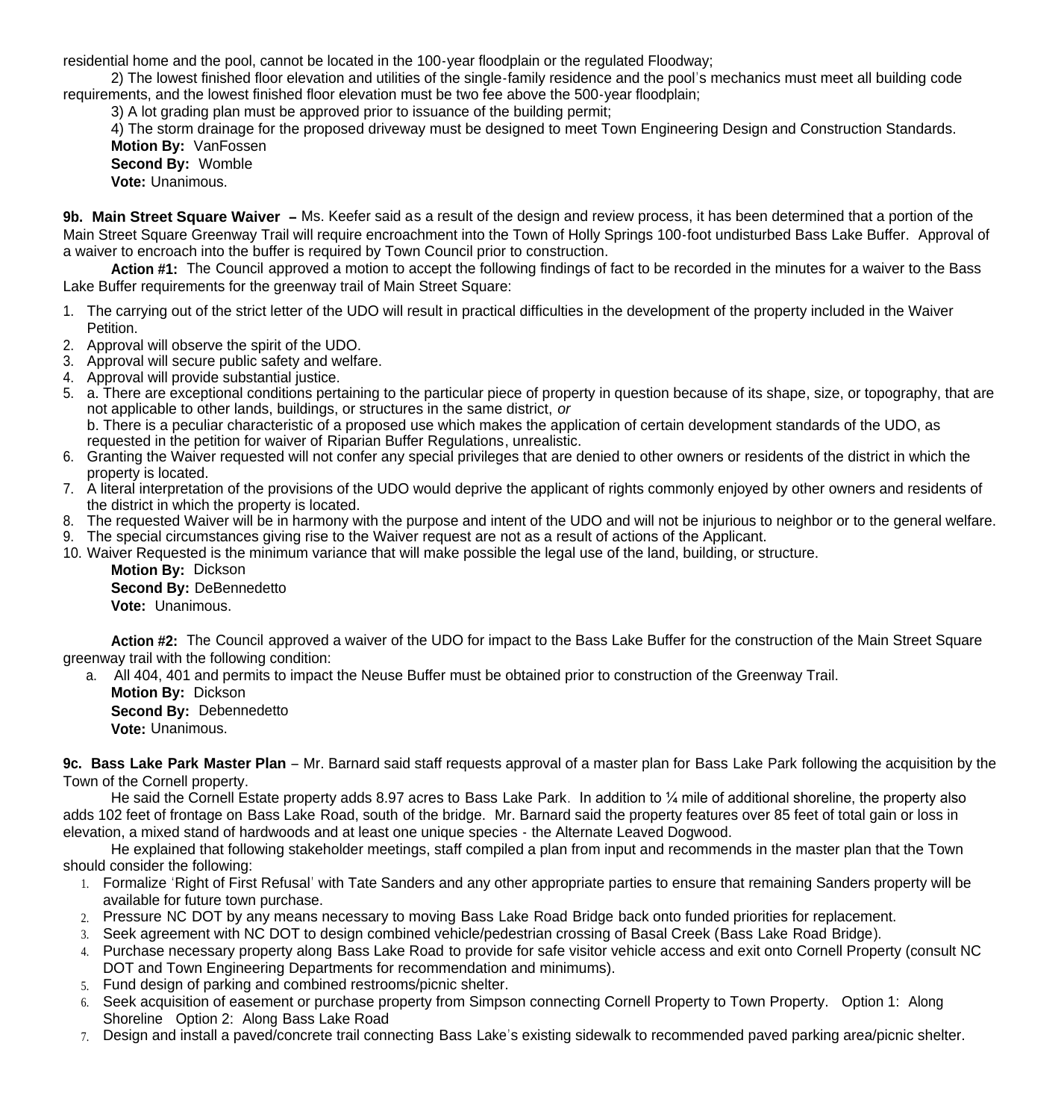residential home and the pool, cannot be located in the 100-year floodplain or the regulated Floodway;

2) The lowest finished floor elevation and utilities of the single-family residence and the pool's mechanics must meet all building code requirements, and the lowest finished floor elevation must be two fee above the 500-year floodplain;

3) A lot grading plan must be approved prior to issuance of the building permit;

4) The storm drainage for the proposed driveway must be designed to meet Town Engineering Design and Construction Standards.

**Motion By:** VanFossen
**Second By:** Womble
**Vote:** Unanimous.

**9b. Main Street Square Waiver –** Ms. Keefer said as a result of the design and review process, it has been determined that a portion of the Main Street Square Greenway Trail will require encroachment into the Town of Holly Springs 100-foot undisturbed Bass Lake Buffer. Approval of a waiver to encroach into the buffer is required by Town Council prior to construction.

**Action #1:** The Council approved a motion to accept the following findings of fact to be recorded in the minutes for a waiver to the Bass Lake Buffer requirements for the greenway trail of Main Street Square:

1. The carrying out of the strict letter of the UDO will result in practical difficulties in the development of the property included in the Waiver Petition.
2. Approval will observe the spirit of the UDO.
3. Approval will secure public safety and welfare.
4. Approval will provide substantial justice.
5. a. There are exceptional conditions pertaining to the particular piece of property in question because of its shape, size, or topography, that are not applicable to other lands, buildings, or structures in the same district, *or*
   b. There is a peculiar characteristic of a proposed use which makes the application of certain development standards of the UDO, as requested in the petition for waiver of Riparian Buffer Regulations, unrealistic.
6. Granting the Waiver requested will not confer any special privileges that are denied to other owners or residents of the district in which the property is located.
7. A literal interpretation of the provisions of the UDO would deprive the applicant of rights commonly enjoyed by other owners and residents of the district in which the property is located.
8. The requested Waiver will be in harmony with the purpose and intent of the UDO and will not be injurious to neighbor or to the general welfare.
9. The special circumstances giving rise to the Waiver request are not as a result of actions of the Applicant.
10. Waiver Requested is the minimum variance that will make possible the legal use of the land, building, or structure.

**Motion By:** Dickson
**Second By:** DeBennedetto
**Vote:** Unanimous.

**Action #2:** The Council approved a waiver of the UDO for impact to the Bass Lake Buffer for the construction of the Main Street Square greenway trail with the following condition:

a. All 404, 401 and permits to impact the Neuse Buffer must be obtained prior to construction of the Greenway Trail.

**Motion By:** Dickson
**Second By:** Debennedetto
**Vote:** Unanimous.

**9c. Bass Lake Park Master Plan** – Mr. Barnard said staff requests approval of a master plan for Bass Lake Park following the acquisition by the Town of the Cornell property.

He said the Cornell Estate property adds 8.97 acres to Bass Lake Park. In addition to ¼ mile of additional shoreline, the property also adds 102 feet of frontage on Bass Lake Road, south of the bridge. Mr. Barnard said the property features over 85 feet of total gain or loss in elevation, a mixed stand of hardwoods and at least one unique species - the Alternate Leaved Dogwood.

He explained that following stakeholder meetings, staff compiled a plan from input and recommends in the master plan that the Town should consider the following:

1. Formalize 'Right of First Refusal' with Tate Sanders and any other appropriate parties to ensure that remaining Sanders property will be available for future town purchase.
2. Pressure NC DOT by any means necessary to moving Bass Lake Road Bridge back onto funded priorities for replacement.
3. Seek agreement with NC DOT to design combined vehicle/pedestrian crossing of Basal Creek (Bass Lake Road Bridge).
4. Purchase necessary property along Bass Lake Road to provide for safe visitor vehicle access and exit onto Cornell Property (consult NC DOT and Town Engineering Departments for recommendation and minimums).
5. Fund design of parking and combined restrooms/picnic shelter.
6. Seek acquisition of easement or purchase property from Simpson connecting Cornell Property to Town Property. Option 1: Along Shoreline Option 2: Along Bass Lake Road
7. Design and install a paved/concrete trail connecting Bass Lake's existing sidewalk to recommended paved parking area/picnic shelter.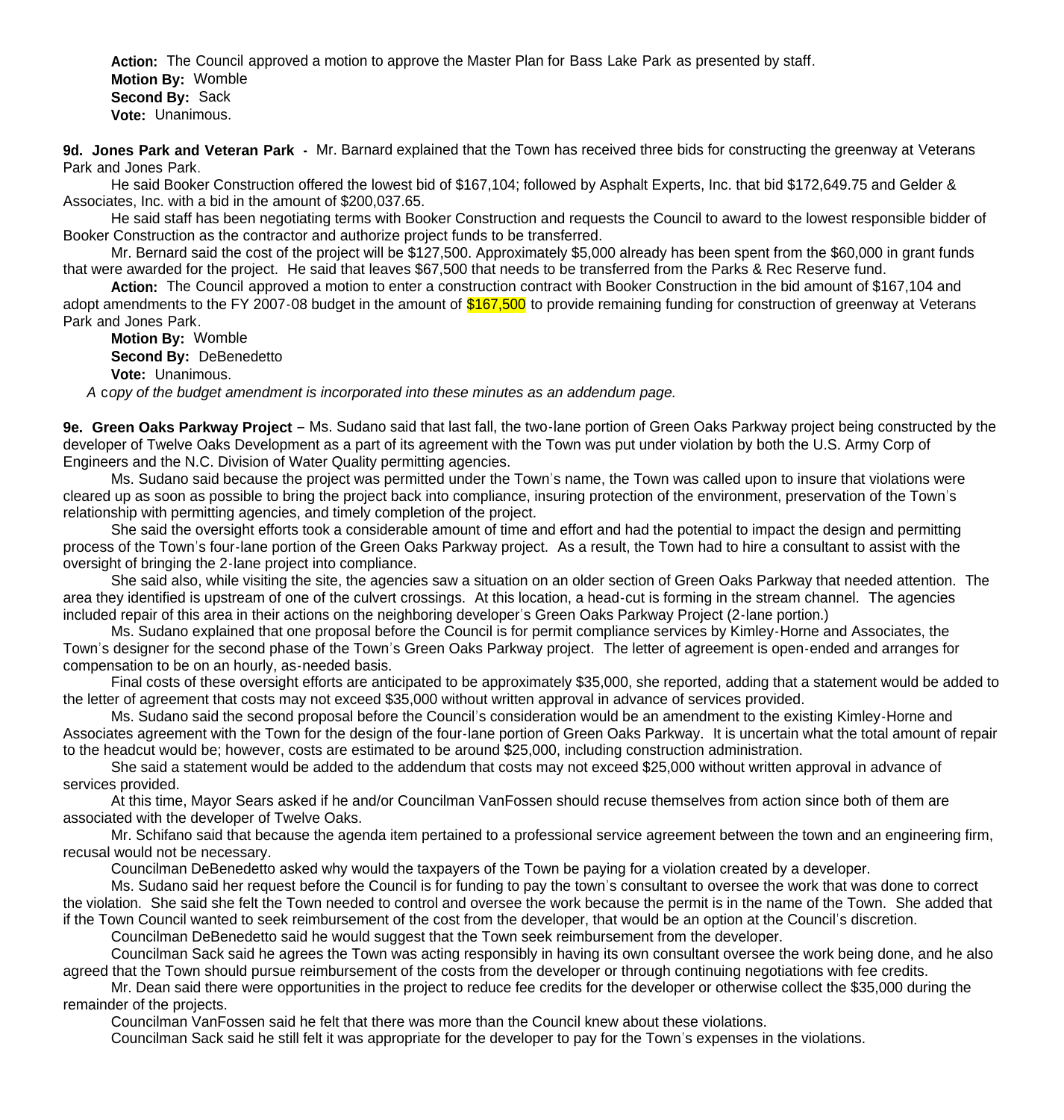**Action:** The Council approved a motion to approve the Master Plan for Bass Lake Park as presented by staff.
**Motion By:** Womble
**Second By:** Sack
**Vote:** Unanimous.

**9d. Jones Park and Veteran Park -** Mr. Barnard explained that the Town has received three bids for constructing the greenway at Veterans Park and Jones Park.

He said Booker Construction offered the lowest bid of $167,104; followed by Asphalt Experts, Inc. that bid $172,649.75 and Gelder & Associates, Inc. with a bid in the amount of $200,037.65.

He said staff has been negotiating terms with Booker Construction and requests the Council to award to the lowest responsible bidder of Booker Construction as the contractor and authorize project funds to be transferred.

Mr. Bernard said the cost of the project will be $127,500. Approximately $5,000 already has been spent from the $60,000 in grant funds that were awarded for the project. He said that leaves $67,500 that needs to be transferred from the Parks & Rec Reserve fund.

**Action:** The Council approved a motion to enter a construction contract with Booker Construction in the bid amount of $167,104 and adopt amendments to the FY 2007-08 budget in the amount of $167,500 to provide remaining funding for construction of greenway at Veterans Park and Jones Park.
**Motion By:** Womble
**Second By:** DeBenedetto
**Vote:** Unanimous.

*A copy of the budget amendment is incorporated into these minutes as an addendum page.*

**9e. Green Oaks Parkway Project** – Ms. Sudano said that last fall, the two-lane portion of Green Oaks Parkway project being constructed by the developer of Twelve Oaks Development as a part of its agreement with the Town was put under violation by both the U.S. Army Corp of Engineers and the N.C. Division of Water Quality permitting agencies.

Ms. Sudano said because the project was permitted under the Town's name, the Town was called upon to insure that violations were cleared up as soon as possible to bring the project back into compliance, insuring protection of the environment, preservation of the Town's relationship with permitting agencies, and timely completion of the project.

She said the oversight efforts took a considerable amount of time and effort and had the potential to impact the design and permitting process of the Town's four-lane portion of the Green Oaks Parkway project. As a result, the Town had to hire a consultant to assist with the oversight of bringing the 2-lane project into compliance.

She said also, while visiting the site, the agencies saw a situation on an older section of Green Oaks Parkway that needed attention. The area they identified is upstream of one of the culvert crossings. At this location, a head-cut is forming in the stream channel. The agencies included repair of this area in their actions on the neighboring developer's Green Oaks Parkway Project (2-lane portion.)

Ms. Sudano explained that one proposal before the Council is for permit compliance services by Kimley-Horne and Associates, the Town's designer for the second phase of the Town's Green Oaks Parkway project. The letter of agreement is open-ended and arranges for compensation to be on an hourly, as-needed basis.

Final costs of these oversight efforts are anticipated to be approximately $35,000, she reported, adding that a statement would be added to the letter of agreement that costs may not exceed $35,000 without written approval in advance of services provided.

Ms. Sudano said the second proposal before the Council's consideration would be an amendment to the existing Kimley-Horne and Associates agreement with the Town for the design of the four-lane portion of Green Oaks Parkway. It is uncertain what the total amount of repair to the headcut would be; however, costs are estimated to be around $25,000, including construction administration.

She said a statement would be added to the addendum that costs may not exceed $25,000 without written approval in advance of services provided.

At this time, Mayor Sears asked if he and/or Councilman VanFossen should recuse themselves from action since both of them are associated with the developer of Twelve Oaks.

Mr. Schifano said that because the agenda item pertained to a professional service agreement between the town and an engineering firm, recusal would not be necessary.

Councilman DeBenedetto asked why would the taxpayers of the Town be paying for a violation created by a developer.

Ms. Sudano said her request before the Council is for funding to pay the town's consultant to oversee the work that was done to correct the violation. She said she felt the Town needed to control and oversee the work because the permit is in the name of the Town. She added that if the Town Council wanted to seek reimbursement of the cost from the developer, that would be an option at the Council's discretion.

Councilman DeBenedetto said he would suggest that the Town seek reimbursement from the developer.

Councilman Sack said he agrees the Town was acting responsibly in having its own consultant oversee the work being done, and he also agreed that the Town should pursue reimbursement of the costs from the developer or through continuing negotiations with fee credits.

Mr. Dean said there were opportunities in the project to reduce fee credits for the developer or otherwise collect the $35,000 during the remainder of the projects.

Councilman VanFossen said he felt that there was more than the Council knew about these violations.

Councilman Sack said he still felt it was appropriate for the developer to pay for the Town's expenses in the violations.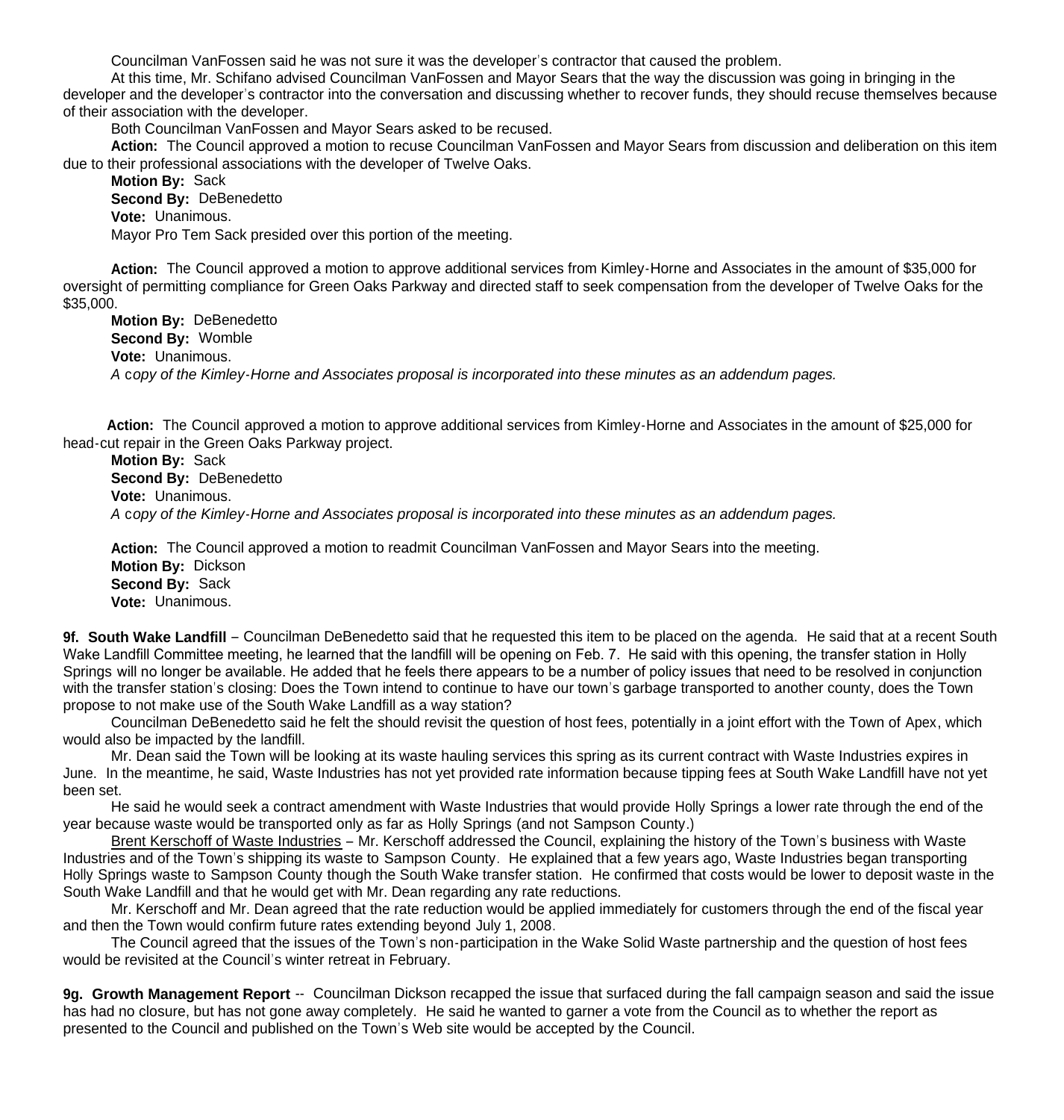Councilman VanFossen said he was not sure it was the developer's contractor that caused the problem.

At this time, Mr. Schifano advised Councilman VanFossen and Mayor Sears that the way the discussion was going in bringing in the developer and the developer's contractor into the conversation and discussing whether to recover funds, they should recuse themselves because of their association with the developer.

Both Councilman VanFossen and Mayor Sears asked to be recused.

**Action:** The Council approved a motion to recuse Councilman VanFossen and Mayor Sears from discussion and deliberation on this item due to their professional associations with the developer of Twelve Oaks.

**Motion By:** Sack
**Second By:** DeBenedetto
**Vote:** Unanimous.

Mayor Pro Tem Sack presided over this portion of the meeting.

**Action:** The Council approved a motion to approve additional services from Kimley-Horne and Associates in the amount of $35,000 for oversight of permitting compliance for Green Oaks Parkway and directed staff to seek compensation from the developer of Twelve Oaks for the $35,000.

**Motion By:** DeBenedetto
**Second By:** Womble
**Vote:** Unanimous.

*A copy of the Kimley-Horne and Associates proposal is incorporated into these minutes as an addendum pages.*

**Action:** The Council approved a motion to approve additional services from Kimley-Horne and Associates in the amount of $25,000 for head-cut repair in the Green Oaks Parkway project.

**Motion By:** Sack
**Second By:** DeBenedetto
**Vote:** Unanimous.

*A copy of the Kimley-Horne and Associates proposal is incorporated into these minutes as an addendum pages.*

**Action:** The Council approved a motion to readmit Councilman VanFossen and Mayor Sears into the meeting.

**Motion By:** Dickson
**Second By:** Sack
**Vote:** Unanimous.

**9f. South Wake Landfill** – Councilman DeBenedetto said that he requested this item to be placed on the agenda. He said that at a recent South Wake Landfill Committee meeting, he learned that the landfill will be opening on Feb. 7. He said with this opening, the transfer station in Holly Springs will no longer be available. He added that he feels there appears to be a number of policy issues that need to be resolved in conjunction with the transfer station's closing: Does the Town intend to continue to have our town's garbage transported to another county, does the Town propose to not make use of the South Wake Landfill as a way station?

Councilman DeBenedetto said he felt the should revisit the question of host fees, potentially in a joint effort with the Town of Apex, which would also be impacted by the landfill.

Mr. Dean said the Town will be looking at its waste hauling services this spring as its current contract with Waste Industries expires in June. In the meantime, he said, Waste Industries has not yet provided rate information because tipping fees at South Wake Landfill have not yet been set.

He said he would seek a contract amendment with Waste Industries that would provide Holly Springs a lower rate through the end of the year because waste would be transported only as far as Holly Springs (and not Sampson County.)

Brent Kerschoff of Waste Industries – Mr. Kerschoff addressed the Council, explaining the history of the Town's business with Waste Industries and of the Town's shipping its waste to Sampson County. He explained that a few years ago, Waste Industries began transporting Holly Springs waste to Sampson County though the South Wake transfer station. He confirmed that costs would be lower to deposit waste in the South Wake Landfill and that he would get with Mr. Dean regarding any rate reductions.

Mr. Kerschoff and Mr. Dean agreed that the rate reduction would be applied immediately for customers through the end of the fiscal year and then the Town would confirm future rates extending beyond July 1, 2008.

The Council agreed that the issues of the Town's non-participation in the Wake Solid Waste partnership and the question of host fees would be revisited at the Council's winter retreat in February.

**9g. Growth Management Report** -- Councilman Dickson recapped the issue that surfaced during the fall campaign season and said the issue has had no closure, but has not gone away completely. He said he wanted to garner a vote from the Council as to whether the report as presented to the Council and published on the Town's Web site would be accepted by the Council.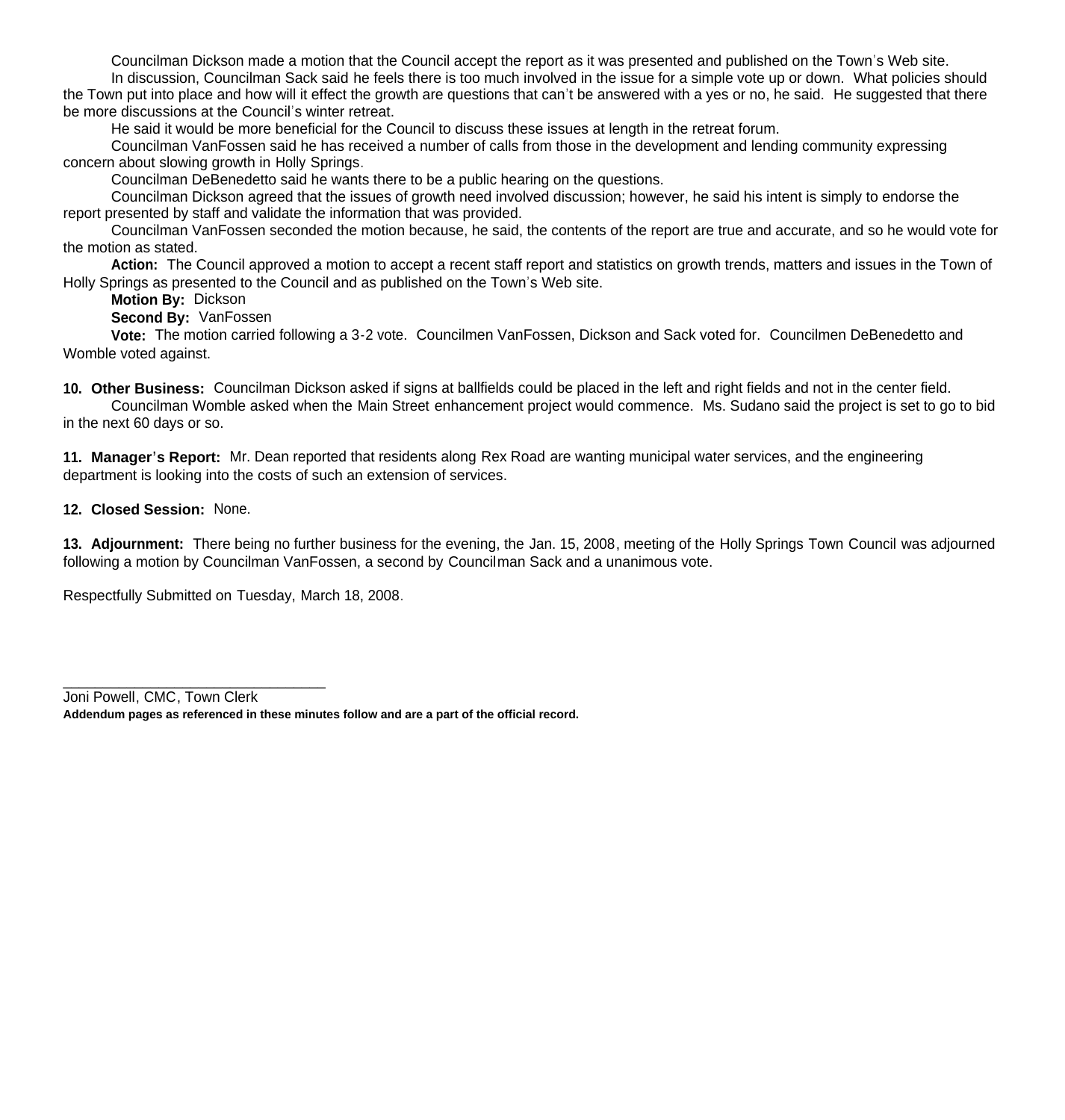Councilman Dickson made a motion that the Council accept the report as it was presented and published on the Town's Web site.

In discussion, Councilman Sack said he feels there is too much involved in the issue for a simple vote up or down. What policies should the Town put into place and how will it effect the growth are questions that can't be answered with a yes or no, he said. He suggested that there be more discussions at the Council's winter retreat.

He said it would be more beneficial for the Council to discuss these issues at length in the retreat forum.

Councilman VanFossen said he has received a number of calls from those in the development and lending community expressing concern about slowing growth in Holly Springs.

Councilman DeBenedetto said he wants there to be a public hearing on the questions.

Councilman Dickson agreed that the issues of growth need involved discussion; however, he said his intent is simply to endorse the report presented by staff and validate the information that was provided.

Councilman VanFossen seconded the motion because, he said, the contents of the report are true and accurate, and so he would vote for the motion as stated.

**Action:** The Council approved a motion to accept a recent staff report and statistics on growth trends, matters and issues in the Town of Holly Springs as presented to the Council and as published on the Town's Web site.

**Motion By:** Dickson

**Second By:** VanFossen

**Vote:** The motion carried following a 3-2 vote. Councilmen VanFossen, Dickson and Sack voted for. Councilmen DeBenedetto and Womble voted against.

**10. Other Business:** Councilman Dickson asked if signs at ballfields could be placed in the left and right fields and not in the center field.

Councilman Womble asked when the Main Street enhancement project would commence. Ms. Sudano said the project is set to go to bid in the next 60 days or so.

**11. Manager's Report:** Mr. Dean reported that residents along Rex Road are wanting municipal water services, and the engineering department is looking into the costs of such an extension of services.

**12. Closed Session:** None.

**13. Adjournment:** There being no further business for the evening, the Jan. 15, 2008, meeting of the Holly Springs Town Council was adjourned following a motion by Councilman VanFossen, a second by Councilman Sack and a unanimous vote.

Respectfully Submitted on Tuesday, March 18, 2008.

_______________________________

Joni Powell, CMC, Town Clerk

**Addendum pages as referenced in these minutes follow and are a part of the official record.**